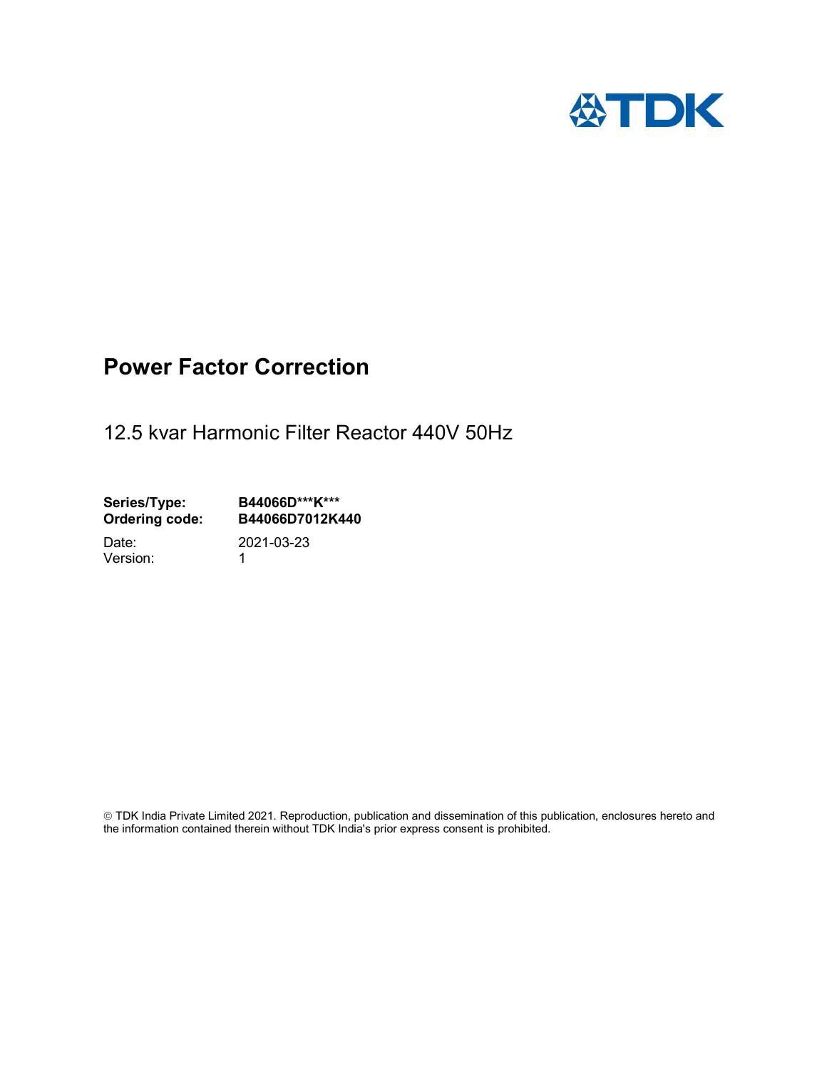# Power Factor Correction

12.5 kvar Harmonic Filter Reactor 440V 50Hz

**Series/Type:** **B44066D***K*****
**Ordering code:** **B44066D7012K440**

Date: 2021-03-23
Version: 1

© TDK India Private Limited 2021. Reproduction, publication and dissemination of this publication, enclosures hereto and the information contained therein without TDK India's prior express consent is prohibited.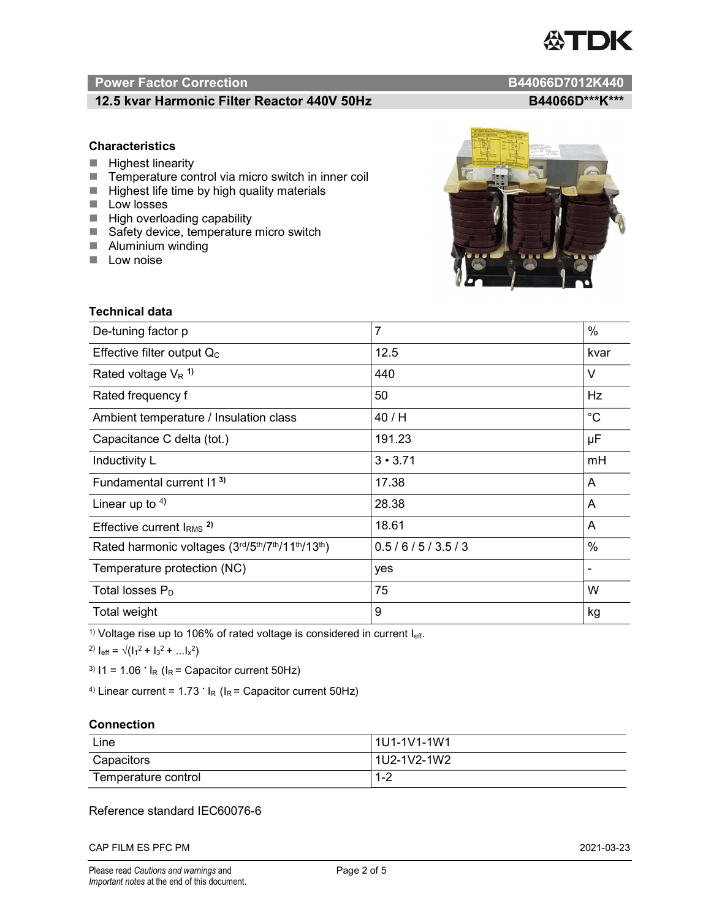## Power Factor Correction — B44066D7012K440

### 12.5 kvar Harmonic Filter Reactor 440V 50Hz — B44066D***K***

### Characteristics

- Highest linearity
- Temperature control via micro switch in inner coil
- Highest life time by high quality materials
- Low losses
- High overloading capability
- Safety device, temperature micro switch
- Aluminium winding
- Low noise

### Technical data

| | | |
|---|---|---|
| De-tuning factor p | 7 | % |
| Effective filter output $Q_C$ | 12.5 | kvar |
| Rated voltage $V_R$ [1)] | 440 | V |
| Rated frequency f | 50 | Hz |
| Ambient temperature / Insulation class | 40 / H | °C |
| Capacitance C delta (tot.) | 191.23 | µF |
| Inductivity L | 3 • 3.71 | mH |
| Fundamental current I1 [3)] | 17.38 | A |
| Linear up to [4)] | 28.38 | A |
| Effective current $I_{RMS}$ [2)] | 18.61 | A |
| Rated harmonic voltages (3rd/5th/7th/11th/13th) | 0.5 / 6 / 5 / 3.5 / 3 | % |
| Temperature protection (NC) | yes | - |
| Total losses $P_D$ | 75 | W |
| Total weight | 9 | kg |

[1)] Voltage rise up to 106% of rated voltage is considered in current $I_{eff}$.

[2)] $I_{eff} = \sqrt{(I_1^2 + I_3^2 + \ldots I_x^2)}$

[3)] $I1 = 1.06 \cdot I_R$ ($I_R$ = Capacitor current 50Hz)

[4)] Linear current = $1.73 \cdot I_R$ ($I_R$ = Capacitor current 50Hz)

### Connection

| | |
|---|---|
| Line | 1U1-1V1-1W1 |
| Capacitors | 1U2-1V2-1W2 |
| Temperature control | 1-2 |

Reference standard IEC60076-6

CAP FILM ES PFC PM — 2021-03-23

Please read *Cautions and warnings* and *Important notes* at the end of this document.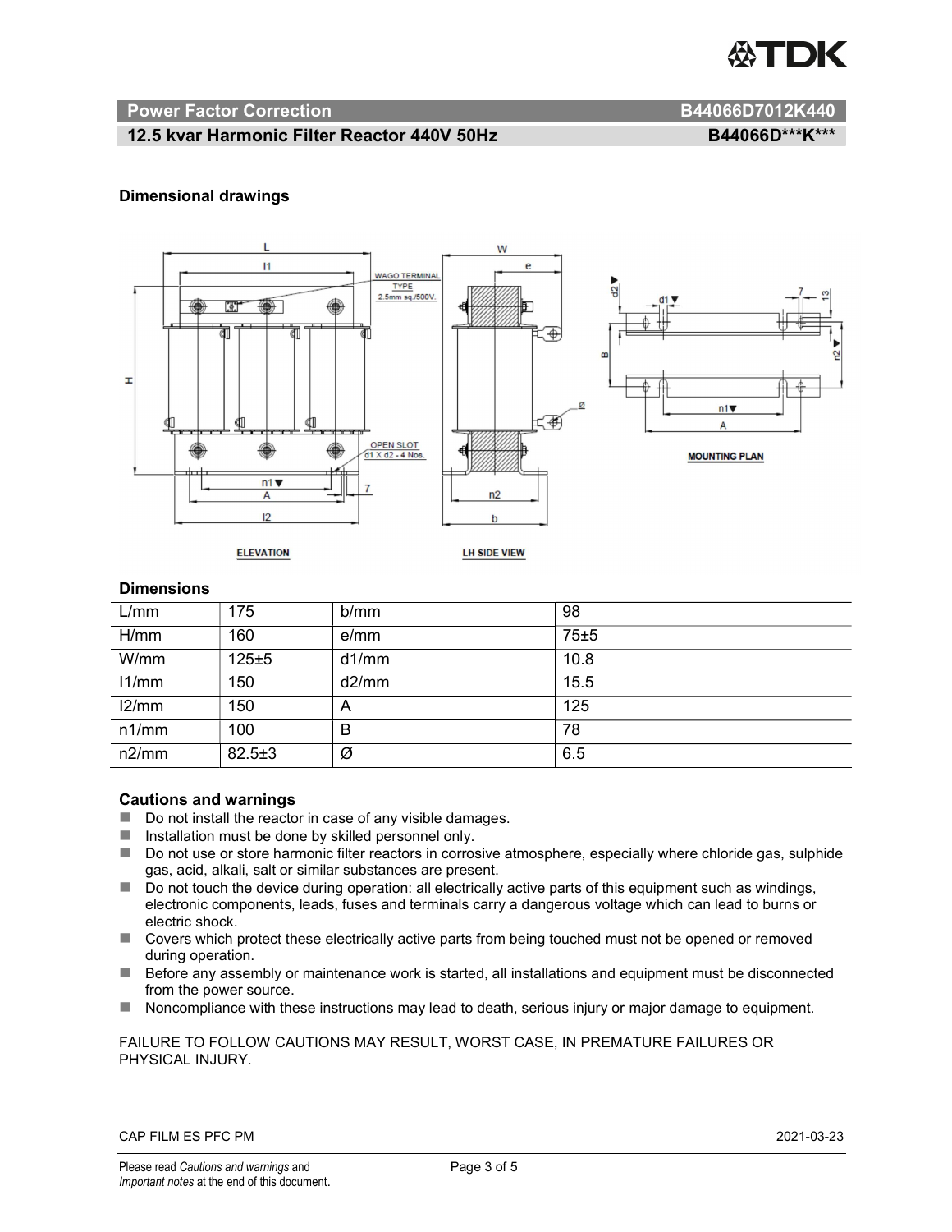## Power Factor Correction — B44066D7012K440

### 12.5 kvar Harmonic Filter Reactor 440V 50Hz — B44066D***K***

**Dimensional drawings**

ELEVATION

LH SIDE VIEW

MOUNTING PLAN

**Dimensions**

| L/mm | 175 | b/mm | 98 |
|---|---|---|---|
| H/mm | 160 | e/mm | 75±5 |
| W/mm | 125±5 | d1/mm | 10.8 |
| l1/mm | 150 | d2/mm | 15.5 |
| l2/mm | 150 | A | 125 |
| n1/mm | 100 | B | 78 |
| n2/mm | 82.5±3 | Ø | 6.5 |

**Cautions and warnings**

- Do not install the reactor in case of any visible damages.
- Installation must be done by skilled personnel only.
- Do not use or store harmonic filter reactors in corrosive atmosphere, especially where chloride gas, sulphide gas, acid, alkali, salt or similar substances are present.
- Do not touch the device during operation: all electrically active parts of this equipment such as windings, electronic components, leads, fuses and terminals carry a dangerous voltage which can lead to burns or electric shock.
- Covers which protect these electrically active parts from being touched must not be opened or removed during operation.
- Before any assembly or maintenance work is started, all installations and equipment must be disconnected from the power source.
- Noncompliance with these instructions may lead to death, serious injury or major damage to equipment.

FAILURE TO FOLLOW CAUTIONS MAY RESULT, WORST CASE, IN PREMATURE FAILURES OR PHYSICAL INJURY.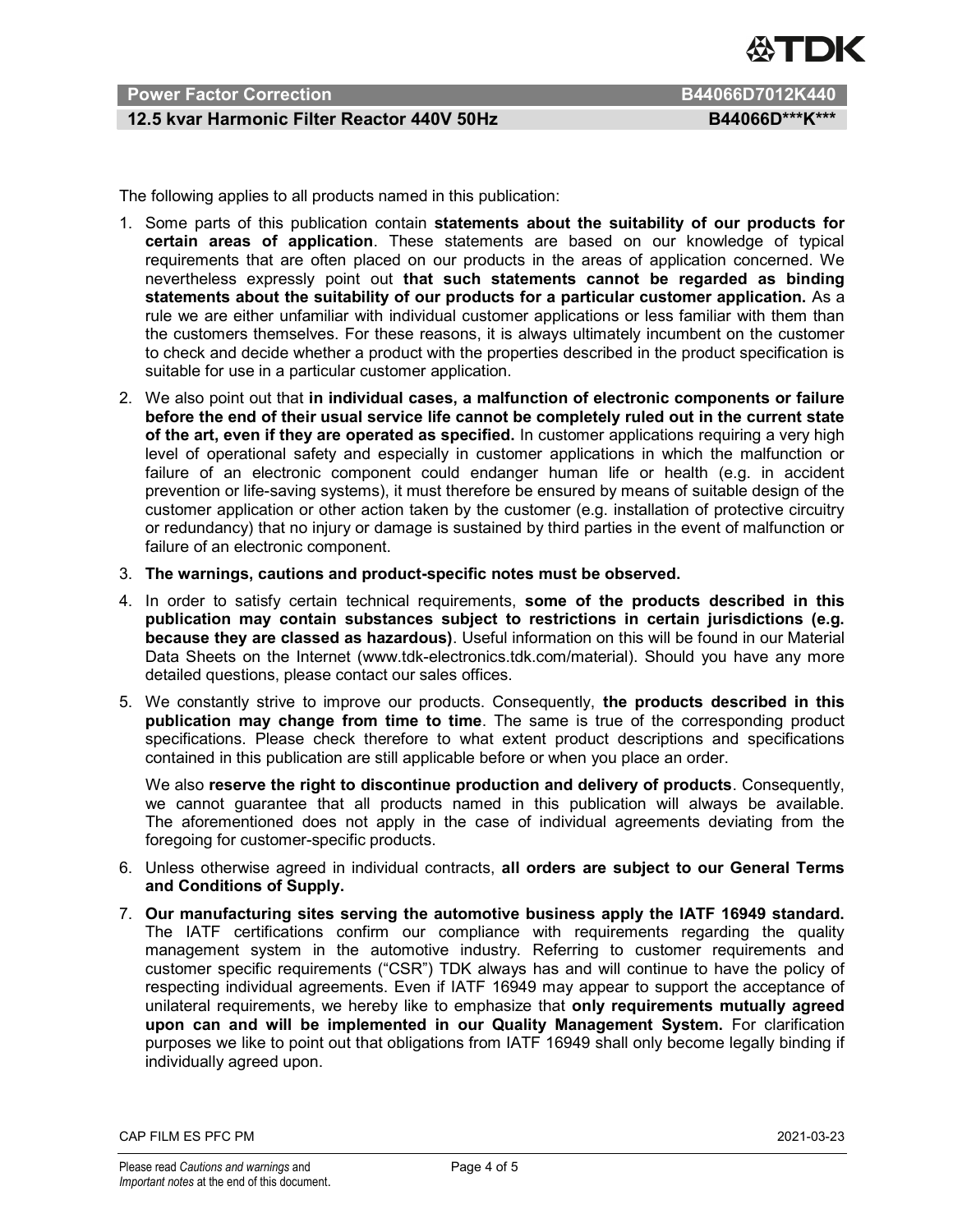The following applies to all products named in this publication:

1. Some parts of this publication contain **statements about the suitability of our products for certain areas of application**. These statements are based on our knowledge of typical requirements that are often placed on our products in the areas of application concerned. We nevertheless expressly point out **that such statements cannot be regarded as binding statements about the suitability of our products for a particular customer application.** As a rule we are either unfamiliar with individual customer applications or less familiar with them than the customers themselves. For these reasons, it is always ultimately incumbent on the customer to check and decide whether a product with the properties described in the product specification is suitable for use in a particular customer application.
2. We also point out that **in individual cases, a malfunction of electronic components or failure before the end of their usual service life cannot be completely ruled out in the current state of the art, even if they are operated as specified.** In customer applications requiring a very high level of operational safety and especially in customer applications in which the malfunction or failure of an electronic component could endanger human life or health (e.g. in accident prevention or life-saving systems), it must therefore be ensured by means of suitable design of the customer application or other action taken by the customer (e.g. installation of protective circuitry or redundancy) that no injury or damage is sustained by third parties in the event of malfunction or failure of an electronic component.
3. **The warnings, cautions and product-specific notes must be observed.**
4. In order to satisfy certain technical requirements, **some of the products described in this publication may contain substances subject to restrictions in certain jurisdictions (e.g. because they are classed as hazardous)**. Useful information on this will be found in our Material Data Sheets on the Internet (www.tdk-electronics.tdk.com/material). Should you have any more detailed questions, please contact our sales offices.
5. We constantly strive to improve our products. Consequently, **the products described in this publication may change from time to time**. The same is true of the corresponding product specifications. Please check therefore to what extent product descriptions and specifications contained in this publication are still applicable before or when you place an order.

   We also **reserve the right to discontinue production and delivery of products**. Consequently, we cannot guarantee that all products named in this publication will always be available. The aforementioned does not apply in the case of individual agreements deviating from the foregoing for customer-specific products.
6. Unless otherwise agreed in individual contracts, **all orders are subject to our General Terms and Conditions of Supply.**
7. **Our manufacturing sites serving the automotive business apply the IATF 16949 standard.** The IATF certifications confirm our compliance with requirements regarding the quality management system in the automotive industry. Referring to customer requirements and customer specific requirements ("CSR") TDK always has and will continue to have the policy of respecting individual agreements. Even if IATF 16949 may appear to support the acceptance of unilateral requirements, we hereby like to emphasize that **only requirements mutually agreed upon can and will be implemented in our Quality Management System.** For clarification purposes we like to point out that obligations from IATF 16949 shall only become legally binding if individually agreed upon.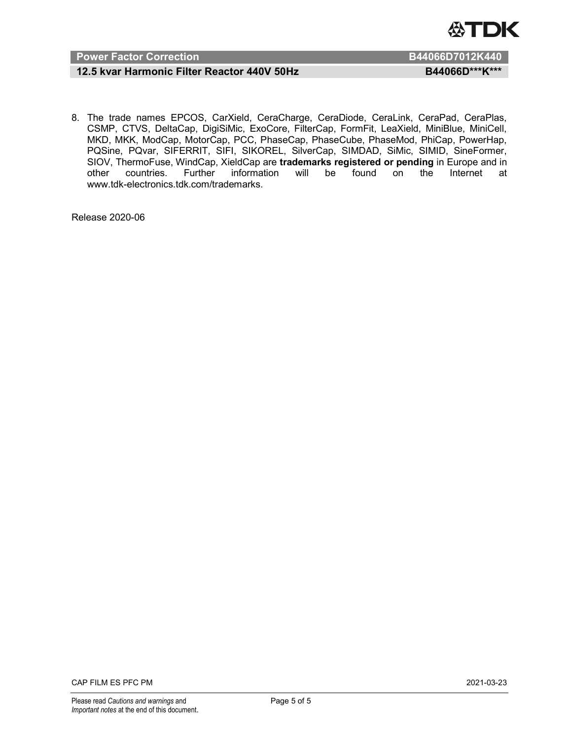8. The trade names EPCOS, CarXield, CeraCharge, CeraDiode, CeraLink, CeraPad, CeraPlas, CSMP, CTVS, DeltaCap, DigiSiMic, ExoCore, FilterCap, FormFit, LeaXield, MiniBlue, MiniCell, MKD, MKK, ModCap, MotorCap, PCC, PhaseCap, PhaseCube, PhaseMod, PhiCap, PowerHap, PQSine, PQvar, SIFERRIT, SIFI, SIKOREL, SilverCap, SIMDAD, SiMic, SIMID, SineFormer, SIOV, ThermoFuse, WindCap, XieldCap are **trademarks registered or pending** in Europe and in other countries. Further information will be found on the Internet at www.tdk-electronics.tdk.com/trademarks.

Release 2020-06